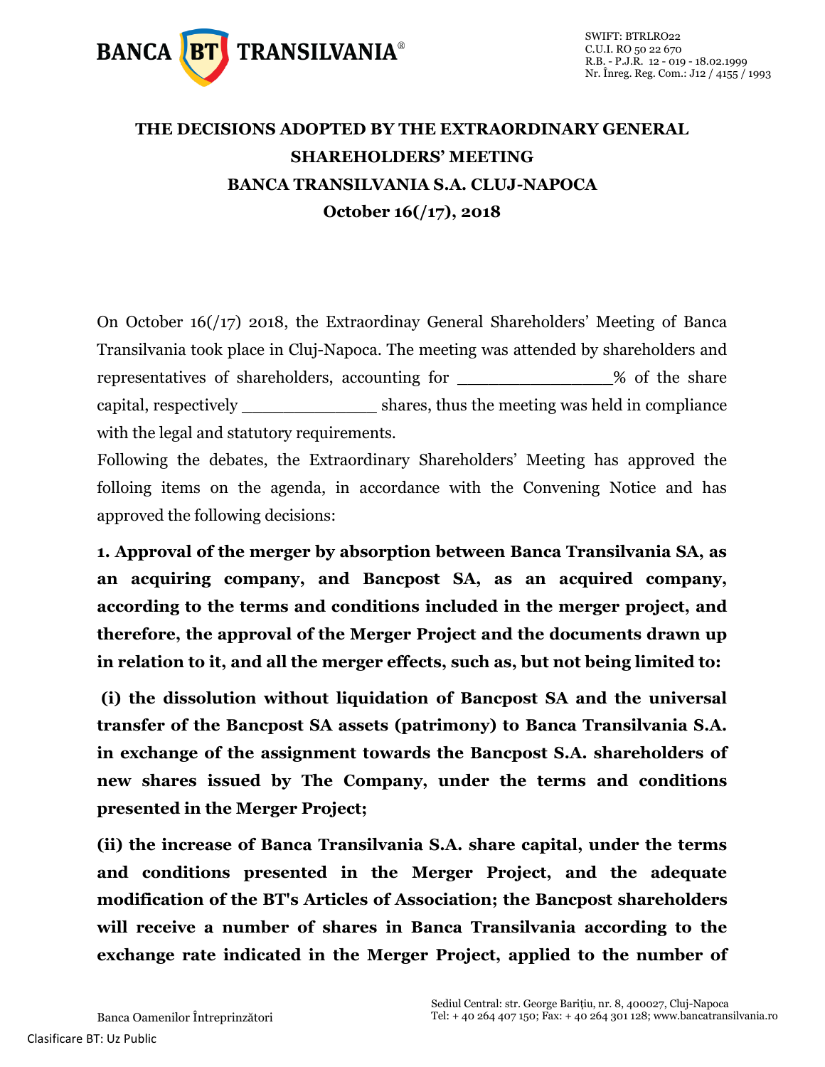SWIFT: BTRLRO22
C.U.I. RO 50 22 670
R.B. - P.J.R. 12 - 019 - 18.02.1999
Nr. Înreg. Reg. Com.: J12 / 4155 / 1993

# THE DECISIONS ADOPTED BY THE EXTRAORDINARY GENERAL SHAREHOLDERS' MEETING BANCA TRANSILVANIA S.A. CLUJ-NAPOCA October 16(/17), 2018

On October 16(/17) 2018, the Extraordinay General Shareholders' Meeting of Banca Transilvania took place in Cluj-Napoca. The meeting was attended by shareholders and representatives of shareholders, accounting for _______________% of the share capital, respectively _____________ shares, thus the meeting was held in compliance with the legal and statutory requirements.

Following the debates, the Extraordinary Shareholders' Meeting has approved the folloing items on the agenda, in accordance with the Convening Notice and has approved the following decisions:

**1. Approval of the merger by absorption between Banca Transilvania SA, as an acquiring company, and Bancpost SA, as an acquired company, according to the terms and conditions included in the merger project, and therefore, the approval of the Merger Project and the documents drawn up in relation to it, and all the merger effects, such as, but not being limited to:**

**(i) the dissolution without liquidation of Bancpost SA and the universal transfer of the Bancpost SA assets (patrimony) to Banca Transilvania S.A. in exchange of the assignment towards the Bancpost S.A. shareholders of new shares issued by The Company, under the terms and conditions presented in the Merger Project;**

**(ii) the increase of Banca Transilvania S.A. share capital, under the terms and conditions presented in the Merger Project, and the adequate modification of the BT's Articles of Association; the Bancpost shareholders will receive a number of shares in Banca Transilvania according to the exchange rate indicated in the Merger Project, applied to the number of**

Banca Oamenilor Întreprinzători

Sediul Central: str. George Bariţiu, nr. 8, 400027, Cluj-Napoca
Tel: + 40 264 407 150; Fax: + 40 264 301 128; www.bancatransilvania.ro

Clasificare BT: Uz Public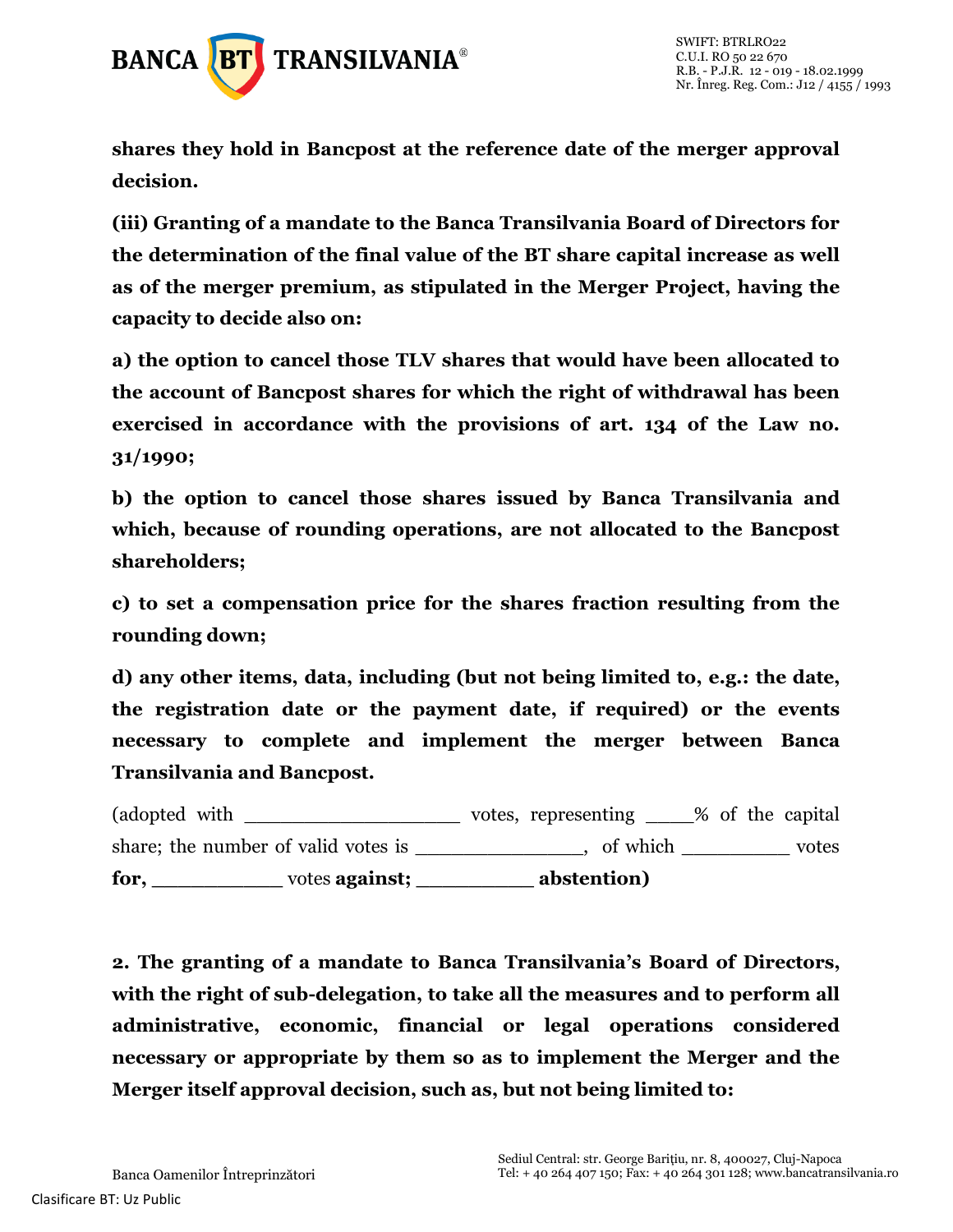**shares they hold in Bancpost at the reference date of the merger approval decision.**

**(iii) Granting of a mandate to the Banca Transilvania Board of Directors for the determination of the final value of the BT share capital increase as well as of the merger premium, as stipulated in the Merger Project, having the capacity to decide also on:**

**a) the option to cancel those TLV shares that would have been allocated to the account of Bancpost shares for which the right of withdrawal has been exercised in accordance with the provisions of art. 134 of the Law no. 31/1990;**

**b) the option to cancel those shares issued by Banca Transilvania and which, because of rounding operations, are not allocated to the Bancpost shareholders;**

**c) to set a compensation price for the shares fraction resulting from the rounding down;**

**d) any other items, data, including (but not being limited to, e.g.: the date, the registration date or the payment date, if required) or the events necessary to complete and implement the merger between Banca Transilvania and Bancpost.**

(adopted with ___________________ votes, representing _____% of the capital share; the number of valid votes is _______________, of which __________ votes **for,** ___________ votes **against;** __________ **abstention)**

**2. The granting of a mandate to Banca Transilvania's Board of Directors, with the right of sub-delegation, to take all the measures and to perform all administrative, economic, financial or legal operations considered necessary or appropriate by them so as to implement the Merger and the Merger itself approval decision, such as, but not being limited to:**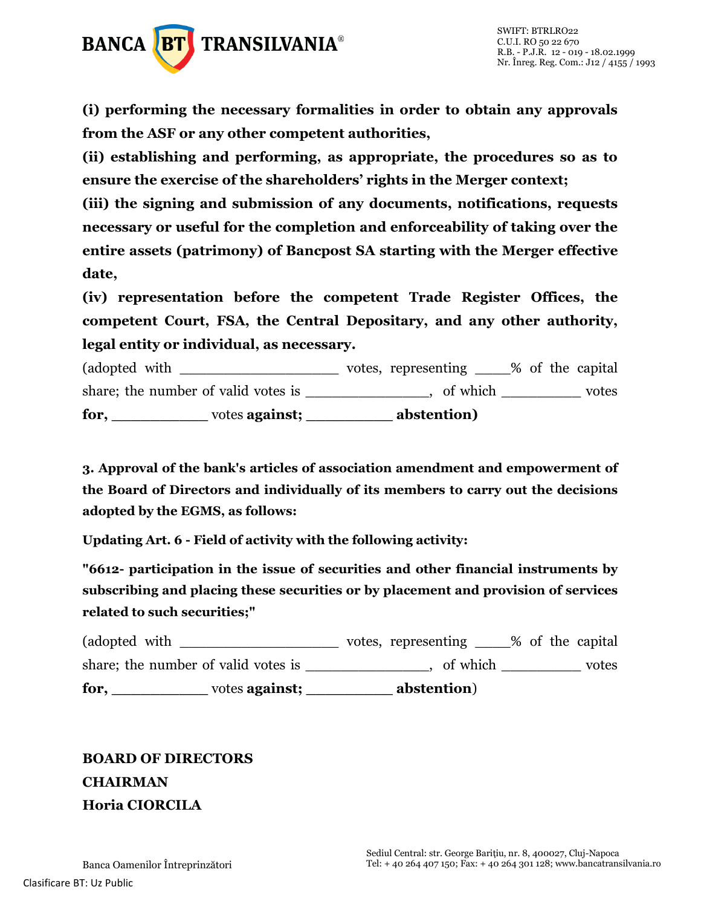**(i) performing the necessary formalities in order to obtain any approvals from the ASF or any other competent authorities,**

**(ii) establishing and performing, as appropriate, the procedures so as to ensure the exercise of the shareholders' rights in the Merger context;**

**(iii) the signing and submission of any documents, notifications, requests necessary or useful for the completion and enforceability of taking over the entire assets (patrimony) of Bancpost SA starting with the Merger effective date,**

**(iv) representation before the competent Trade Register Offices, the competent Court, FSA, the Central Depositary, and any other authority, legal entity or individual, as necessary.**

(adopted with __________________ votes, representing ____% of the capital share; the number of valid votes is _______________, of which _________ votes **for,** ___________ votes **against;** __________ **abstention)**

**3. Approval of the bank's articles of association amendment and empowerment of the Board of Directors and individually of its members to carry out the decisions adopted by the EGMS, as follows:**

**Updating Art. 6 - Field of activity with the following activity:**

**"6612- participation in the issue of securities and other financial instruments by subscribing and placing these securities or by placement and provision of services related to such securities;"**

(adopted with __________________ votes, representing ____% of the capital share; the number of valid votes is _______________, of which _________ votes **for,** ___________ votes **against;** __________ **abstention**)

**BOARD OF DIRECTORS**
**CHAIRMAN**
**Horia CIORCILA**